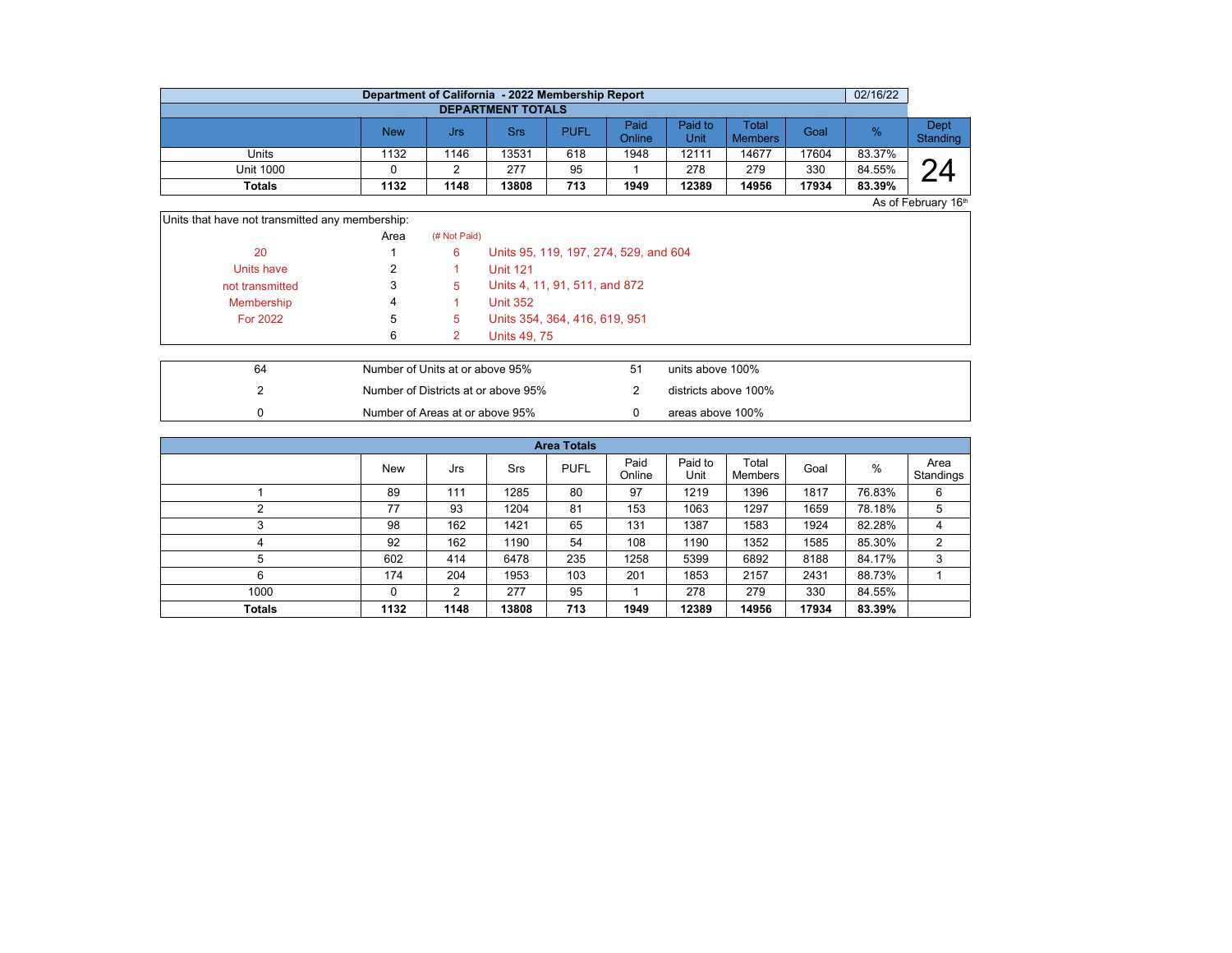## Department of California - 2022 Membership Report

02/16/22

### DEPARTMENT TOTALS

| | New | Jrs | Srs | PUFL | Paid Online | Paid to Unit | Total Members | Goal | % | Dept Standing |
|---|---|---|---|---|---|---|---|---|---|---|
| Units | 1132 | 1146 | 13531 | 618 | 1948 | 12111 | 14677 | 17604 | 83.37% | 24 |
| Unit 1000 | 0 | 2 | 277 | 95 | 1 | 278 | 279 | 330 | 84.55% | |
| **Totals** | **1132** | **1148** | **13808** | **713** | **1949** | **12389** | **14956** | **17934** | **83.39%** | |

As of February 16th

Units that have not transmitted any membership:

| | Area | (# Not Paid) | |
|---|---|---|---|
| 20 | 1 | 6 | Units 95, 119, 197, 274, 529, and 604 |
| Units have | 2 | 1 | Unit 121 |
| not transmitted | 3 | 5 | Units 4, 11, 91, 511, and 872 |
| Membership | 4 | 1 | Unit 352 |
| For 2022 | 5 | 5 | Units 354, 364, 416, 619, 951 |
| | 6 | 2 | Units 49, 75 |

| | | | |
|---|---|---|---|
| 64 | Number of Units at or above 95% | 51 | units above 100% |
| 2 | Number of Districts at or above 95% | 2 | districts above 100% |
| 0 | Number of Areas at or above 95% | 0 | areas above 100% |

### Area Totals

| | New | Jrs | Srs | PUFL | Paid Online | Paid to Unit | Total Members | Goal | % | Area Standings |
|---|---|---|---|---|---|---|---|---|---|---|
| 1 | 89 | 111 | 1285 | 80 | 97 | 1219 | 1396 | 1817 | 76.83% | 6 |
| 2 | 77 | 93 | 1204 | 81 | 153 | 1063 | 1297 | 1659 | 78.18% | 5 |
| 3 | 98 | 162 | 1421 | 65 | 131 | 1387 | 1583 | 1924 | 82.28% | 4 |
| 4 | 92 | 162 | 1190 | 54 | 108 | 1190 | 1352 | 1585 | 85.30% | 2 |
| 5 | 602 | 414 | 6478 | 235 | 1258 | 5399 | 6892 | 8188 | 84.17% | 3 |
| 6 | 174 | 204 | 1953 | 103 | 201 | 1853 | 2157 | 2431 | 88.73% | 1 |
| 1000 | 0 | 2 | 277 | 95 | 1 | 278 | 279 | 330 | 84.55% | |
| **Totals** | **1132** | **1148** | **13808** | **713** | **1949** | **12389** | **14956** | **17934** | **83.39%** | |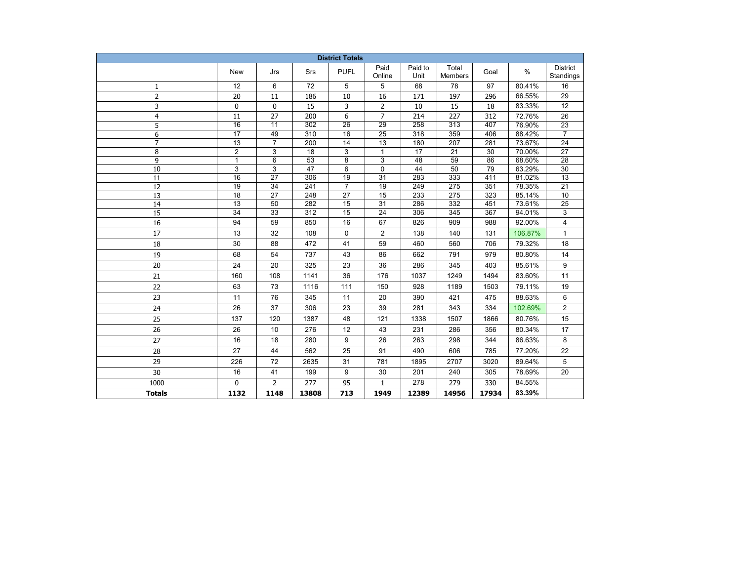| District Totals | | | | | | | | | | |
|---|---|---|---|---|---|---|---|---|---|---|
| | New | Jrs | Srs | PUFL | Paid Online | Paid to Unit | Total Members | Goal | % | District Standings |
| 1 | 12 | 6 | 72 | 5 | 5 | 68 | 78 | 97 | 80.41% | 16 |
| 2 | 20 | 11 | 186 | 10 | 16 | 171 | 197 | 296 | 66.55% | 29 |
| 3 | 0 | 0 | 15 | 3 | 2 | 10 | 15 | 18 | 83.33% | 12 |
| 4 | 11 | 27 | 200 | 6 | 7 | 214 | 227 | 312 | 72.76% | 26 |
| 5 | 16 | 11 | 302 | 26 | 29 | 258 | 313 | 407 | 76.90% | 23 |
| 6 | 17 | 49 | 310 | 16 | 25 | 318 | 359 | 406 | 88.42% | 7 |
| 7 | 13 | 7 | 200 | 14 | 13 | 180 | 207 | 281 | 73.67% | 24 |
| 8 | 2 | 3 | 18 | 3 | 1 | 17 | 21 | 30 | 70.00% | 27 |
| 9 | 1 | 6 | 53 | 8 | 3 | 48 | 59 | 86 | 68.60% | 28 |
| 10 | 3 | 3 | 47 | 6 | 0 | 44 | 50 | 79 | 63.29% | 30 |
| 11 | 16 | 27 | 306 | 19 | 31 | 283 | 333 | 411 | 81.02% | 13 |
| 12 | 19 | 34 | 241 | 7 | 19 | 249 | 275 | 351 | 78.35% | 21 |
| 13 | 18 | 27 | 248 | 27 | 15 | 233 | 275 | 323 | 85.14% | 10 |
| 14 | 13 | 50 | 282 | 15 | 31 | 286 | 332 | 451 | 73.61% | 25 |
| 15 | 34 | 33 | 312 | 15 | 24 | 306 | 345 | 367 | 94.01% | 3 |
| 16 | 94 | 59 | 850 | 16 | 67 | 826 | 909 | 988 | 92.00% | 4 |
| 17 | 13 | 32 | 108 | 0 | 2 | 138 | 140 | 131 | 106.87% | 1 |
| 18 | 30 | 88 | 472 | 41 | 59 | 460 | 560 | 706 | 79.32% | 18 |
| 19 | 68 | 54 | 737 | 43 | 86 | 662 | 791 | 979 | 80.80% | 14 |
| 20 | 24 | 20 | 325 | 23 | 36 | 286 | 345 | 403 | 85.61% | 9 |
| 21 | 160 | 108 | 1141 | 36 | 176 | 1037 | 1249 | 1494 | 83.60% | 11 |
| 22 | 63 | 73 | 1116 | 111 | 150 | 928 | 1189 | 1503 | 79.11% | 19 |
| 23 | 11 | 76 | 345 | 11 | 20 | 390 | 421 | 475 | 88.63% | 6 |
| 24 | 26 | 37 | 306 | 23 | 39 | 281 | 343 | 334 | 102.69% | 2 |
| 25 | 137 | 120 | 1387 | 48 | 121 | 1338 | 1507 | 1866 | 80.76% | 15 |
| 26 | 26 | 10 | 276 | 12 | 43 | 231 | 286 | 356 | 80.34% | 17 |
| 27 | 16 | 18 | 280 | 9 | 26 | 263 | 298 | 344 | 86.63% | 8 |
| 28 | 27 | 44 | 562 | 25 | 91 | 490 | 606 | 785 | 77.20% | 22 |
| 29 | 226 | 72 | 2635 | 31 | 781 | 1895 | 2707 | 3020 | 89.64% | 5 |
| 30 | 16 | 41 | 199 | 9 | 30 | 201 | 240 | 305 | 78.69% | 20 |
| 1000 | 0 | 2 | 277 | 95 | 1 | 278 | 279 | 330 | 84.55% | |
| **Totals** | **1132** | **1148** | **13808** | **713** | **1949** | **12389** | **14956** | **17934** | **83.39%** | |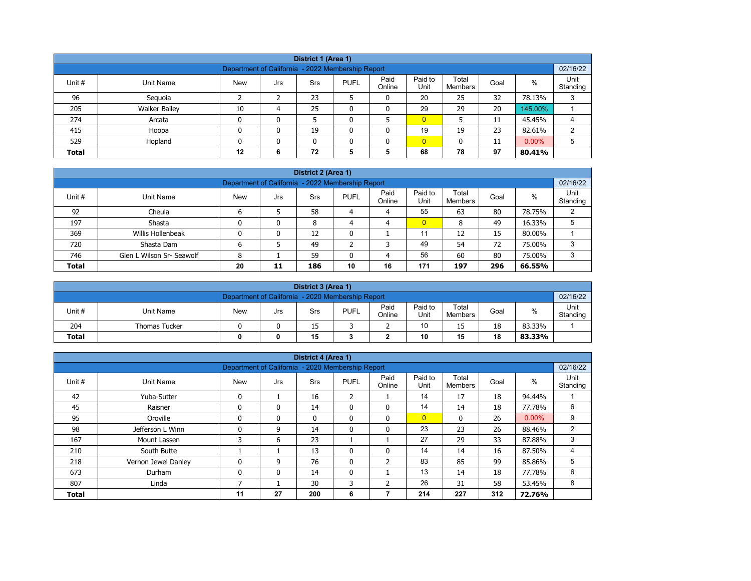| District 1 (Area 1) | | | | | | | | | | | |
|---|---|---|---|---|---|---|---|---|---|---|---|
| Department of California - 2022 Membership Report | | | | | | | | | | | 02/16/22 |
| Unit # | Unit Name | New | Jrs | Srs | PUFL | Paid Online | Paid to Unit | Total Members | Goal | % | Unit Standing |
| 96 | Sequoia | 2 | 2 | 23 | 5 | 0 | 20 | 25 | 32 | 78.13% | 3 |
| 205 | Walker Bailey | 10 | 4 | 25 | 0 | 0 | 29 | 29 | 20 | 145.00% | 1 |
| 274 | Arcata | 0 | 0 | 5 | 0 | 5 | 0 | 5 | 11 | 45.45% | 4 |
| 415 | Hoopa | 0 | 0 | 19 | 0 | 0 | 19 | 19 | 23 | 82.61% | 2 |
| 529 | Hopland | 0 | 0 | 0 | 0 | 0 | 0 | 0 | 11 | 0.00% | 5 |
| **Total** | | **12** | **6** | **72** | **5** | **5** | **68** | **78** | **97** | **80.41%** | |

| District 2 (Area 1) | | | | | | | | | | | |
|---|---|---|---|---|---|---|---|---|---|---|---|
| Department of California - 2022 Membership Report | | | | | | | | | | | 02/16/22 |
| Unit # | Unit Name | New | Jrs | Srs | PUFL | Paid Online | Paid to Unit | Total Members | Goal | % | Unit Standing |
| 92 | Cheula | 6 | 5 | 58 | 4 | 4 | 55 | 63 | 80 | 78.75% | 2 |
| 197 | Shasta | 0 | 0 | 8 | 4 | 4 | 0 | 8 | 49 | 16.33% | 5 |
| 369 | Willis Hollenbeak | 0 | 0 | 12 | 0 | 1 | 11 | 12 | 15 | 80.00% | 1 |
| 720 | Shasta Dam | 6 | 5 | 49 | 2 | 3 | 49 | 54 | 72 | 75.00% | 3 |
| 746 | Glen L Wilson Sr- Seawolf | 8 | 1 | 59 | 0 | 4 | 56 | 60 | 80 | 75.00% | 3 |
| **Total** | | **20** | **11** | **186** | **10** | **16** | **171** | **197** | **296** | **66.55%** | |

| District 3 (Area 1) | | | | | | | | | | | |
|---|---|---|---|---|---|---|---|---|---|---|---|
| Department of California - 2020 Membership Report | | | | | | | | | | | 02/16/22 |
| Unit # | Unit Name | New | Jrs | Srs | PUFL | Paid Online | Paid to Unit | Total Members | Goal | % | Unit Standing |
| 204 | Thomas Tucker | 0 | 0 | 15 | 3 | 2 | 10 | 15 | 18 | 83.33% | 1 |
| **Total** | | **0** | **0** | **15** | **3** | **2** | **10** | **15** | **18** | **83.33%** | |

| District 4 (Area 1) | | | | | | | | | | | |
|---|---|---|---|---|---|---|---|---|---|---|---|
| Department of California - 2020 Membership Report | | | | | | | | | | | 02/16/22 |
| Unit # | Unit Name | New | Jrs | Srs | PUFL | Paid Online | Paid to Unit | Total Members | Goal | % | Unit Standing |
| 42 | Yuba-Sutter | 0 | 1 | 16 | 2 | 1 | 14 | 17 | 18 | 94.44% | 1 |
| 45 | Raisner | 0 | 0 | 14 | 0 | 0 | 14 | 14 | 18 | 77.78% | 6 |
| 95 | Oroville | 0 | 0 | 0 | 0 | 0 | 0 | 0 | 26 | 0.00% | 9 |
| 98 | Jefferson L Winn | 0 | 9 | 14 | 0 | 0 | 23 | 23 | 26 | 88.46% | 2 |
| 167 | Mount Lassen | 3 | 6 | 23 | 1 | 1 | 27 | 29 | 33 | 87.88% | 3 |
| 210 | South Butte | 1 | 1 | 13 | 0 | 0 | 14 | 14 | 16 | 87.50% | 4 |
| 218 | Vernon Jewel Danley | 0 | 9 | 76 | 0 | 2 | 83 | 85 | 99 | 85.86% | 5 |
| 673 | Durham | 0 | 0 | 14 | 0 | 1 | 13 | 14 | 18 | 77.78% | 6 |
| 807 | Linda | 7 | 1 | 30 | 3 | 2 | 26 | 31 | 58 | 53.45% | 8 |
| **Total** | | **11** | **27** | **200** | **6** | **7** | **214** | **227** | **312** | **72.76%** | |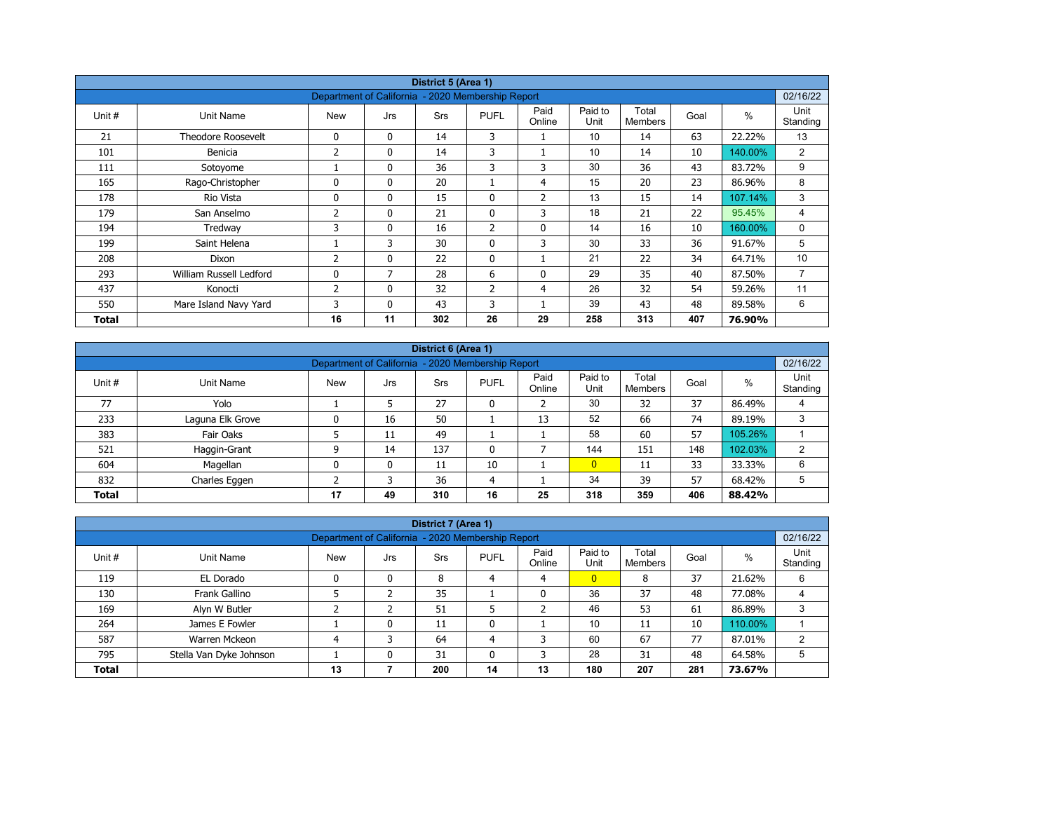| District 5 (Area 1) | | | | | | | | | | | |
|---|---|---|---|---|---|---|---|---|---|---|---|
| Department of California - 2020 Membership Report | | | | | | | | | | | 02/16/22 |
| Unit # | Unit Name | New | Jrs | Srs | PUFL | Paid Online | Paid to Unit | Total Members | Goal | % | Unit Standing |
| 21 | Theodore Roosevelt | 0 | 0 | 14 | 3 | 1 | 10 | 14 | 63 | 22.22% | 13 |
| 101 | Benicia | 2 | 0 | 14 | 3 | 1 | 10 | 14 | 10 | 140.00% | 2 |
| 111 | Sotoyome | 1 | 0 | 36 | 3 | 3 | 30 | 36 | 43 | 83.72% | 9 |
| 165 | Rago-Christopher | 0 | 0 | 20 | 1 | 4 | 15 | 20 | 23 | 86.96% | 8 |
| 178 | Rio Vista | 0 | 0 | 15 | 0 | 2 | 13 | 15 | 14 | 107.14% | 3 |
| 179 | San Anselmo | 2 | 0 | 21 | 0 | 3 | 18 | 21 | 22 | 95.45% | 4 |
| 194 | Tredway | 3 | 0 | 16 | 2 | 0 | 14 | 16 | 10 | 160.00% | 0 |
| 199 | Saint Helena | 1 | 3 | 30 | 0 | 3 | 30 | 33 | 36 | 91.67% | 5 |
| 208 | Dixon | 2 | 0 | 22 | 0 | 1 | 21 | 22 | 34 | 64.71% | 10 |
| 293 | William Russell Ledford | 0 | 7 | 28 | 6 | 0 | 29 | 35 | 40 | 87.50% | 7 |
| 437 | Konocti | 2 | 0 | 32 | 2 | 4 | 26 | 32 | 54 | 59.26% | 11 |
| 550 | Mare Island Navy Yard | 3 | 0 | 43 | 3 | 1 | 39 | 43 | 48 | 89.58% | 6 |
| **Total** | | **16** | **11** | **302** | **26** | **29** | **258** | **313** | **407** | **76.90%** | |

| District 6 (Area 1) | | | | | | | | | | | |
|---|---|---|---|---|---|---|---|---|---|---|---|
| Department of California - 2020 Membership Report | | | | | | | | | | | 02/16/22 |
| Unit # | Unit Name | New | Jrs | Srs | PUFL | Paid Online | Paid to Unit | Total Members | Goal | % | Unit Standing |
| 77 | Yolo | 1 | 5 | 27 | 0 | 2 | 30 | 32 | 37 | 86.49% | 4 |
| 233 | Laguna Elk Grove | 0 | 16 | 50 | 1 | 13 | 52 | 66 | 74 | 89.19% | 3 |
| 383 | Fair Oaks | 5 | 11 | 49 | 1 | 1 | 58 | 60 | 57 | 105.26% | 1 |
| 521 | Haggin-Grant | 9 | 14 | 137 | 0 | 7 | 144 | 151 | 148 | 102.03% | 2 |
| 604 | Magellan | 0 | 0 | 11 | 10 | 1 | 0 | 11 | 33 | 33.33% | 6 |
| 832 | Charles Eggen | 2 | 3 | 36 | 4 | 1 | 34 | 39 | 57 | 68.42% | 5 |
| **Total** | | **17** | **49** | **310** | **16** | **25** | **318** | **359** | **406** | **88.42%** | |

| District 7 (Area 1) | | | | | | | | | | | |
|---|---|---|---|---|---|---|---|---|---|---|---|
| Department of California - 2020 Membership Report | | | | | | | | | | | 02/16/22 |
| Unit # | Unit Name | New | Jrs | Srs | PUFL | Paid Online | Paid to Unit | Total Members | Goal | % | Unit Standing |
| 119 | EL Dorado | 0 | 0 | 8 | 4 | 4 | 0 | 8 | 37 | 21.62% | 6 |
| 130 | Frank Gallino | 5 | 2 | 35 | 1 | 0 | 36 | 37 | 48 | 77.08% | 4 |
| 169 | Alyn W Butler | 2 | 2 | 51 | 5 | 2 | 46 | 53 | 61 | 86.89% | 3 |
| 264 | James E Fowler | 1 | 0 | 11 | 0 | 1 | 10 | 11 | 10 | 110.00% | 1 |
| 587 | Warren Mckeon | 4 | 3 | 64 | 4 | 3 | 60 | 67 | 77 | 87.01% | 2 |
| 795 | Stella Van Dyke Johnson | 1 | 0 | 31 | 0 | 3 | 28 | 31 | 48 | 64.58% | 5 |
| **Total** | | **13** | **7** | **200** | **14** | **13** | **180** | **207** | **281** | **73.67%** | |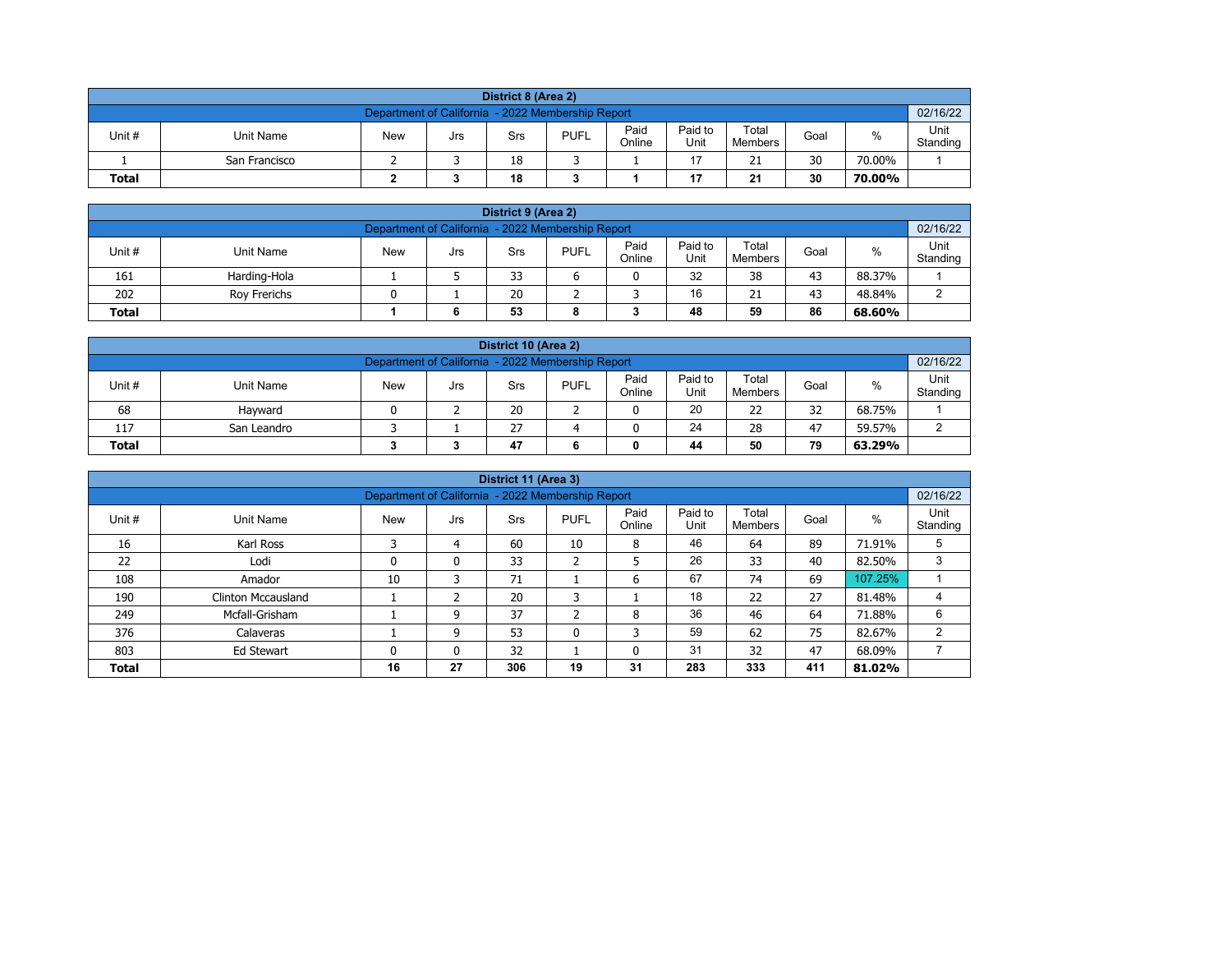## District 8 (Area 2)

| Department of California - 2022 Membership Report | | | | | | | | | | 02/16/22 |
|---|---|---|---|---|---|---|---|---|---|---|
| Unit # | Unit Name | New | Jrs | Srs | PUFL | Paid Online | Paid to Unit | Total Members | Goal | % | Unit Standing |
| 1 | San Francisco | 2 | 3 | 18 | 3 | 1 | 17 | 21 | 30 | 70.00% | 1 |
| **Total** | | **2** | **3** | **18** | **3** | **1** | **17** | **21** | **30** | **70.00%** | |

## District 9 (Area 2)

| Department of California - 2022 Membership Report | | | | | | | | | | 02/16/22 |
|---|---|---|---|---|---|---|---|---|---|---|
| Unit # | Unit Name | New | Jrs | Srs | PUFL | Paid Online | Paid to Unit | Total Members | Goal | % | Unit Standing |
| 161 | Harding-Hola | 1 | 5 | 33 | 6 | 0 | 32 | 38 | 43 | 88.37% | 1 |
| 202 | Roy Frerichs | 0 | 1 | 20 | 2 | 3 | 16 | 21 | 43 | 48.84% | 2 |
| **Total** | | **1** | **6** | **53** | **8** | **3** | **48** | **59** | **86** | **68.60%** | |

## District 10 (Area 2)

| Department of California - 2022 Membership Report | | | | | | | | | | 02/16/22 |
|---|---|---|---|---|---|---|---|---|---|---|
| Unit # | Unit Name | New | Jrs | Srs | PUFL | Paid Online | Paid to Unit | Total Members | Goal | % | Unit Standing |
| 68 | Hayward | 0 | 2 | 20 | 2 | 0 | 20 | 22 | 32 | 68.75% | 1 |
| 117 | San Leandro | 3 | 1 | 27 | 4 | 0 | 24 | 28 | 47 | 59.57% | 2 |
| **Total** | | **3** | **3** | **47** | **6** | **0** | **44** | **50** | **79** | **63.29%** | |

## District 11 (Area 3)

| Department of California - 2022 Membership Report | | | | | | | | | | 02/16/22 |
|---|---|---|---|---|---|---|---|---|---|---|
| Unit # | Unit Name | New | Jrs | Srs | PUFL | Paid Online | Paid to Unit | Total Members | Goal | % | Unit Standing |
| 16 | Karl Ross | 3 | 4 | 60 | 10 | 8 | 46 | 64 | 89 | 71.91% | 5 |
| 22 | Lodi | 0 | 0 | 33 | 2 | 5 | 26 | 33 | 40 | 82.50% | 3 |
| 108 | Amador | 10 | 3 | 71 | 1 | 6 | 67 | 74 | 69 | 107.25% | 1 |
| 190 | Clinton Mccausland | 1 | 2 | 20 | 3 | 1 | 18 | 22 | 27 | 81.48% | 4 |
| 249 | Mcfall-Grisham | 1 | 9 | 37 | 2 | 8 | 36 | 46 | 64 | 71.88% | 6 |
| 376 | Calaveras | 1 | 9 | 53 | 0 | 3 | 59 | 62 | 75 | 82.67% | 2 |
| 803 | Ed Stewart | 0 | 0 | 32 | 1 | 0 | 31 | 32 | 47 | 68.09% | 7 |
| **Total** | | **16** | **27** | **306** | **19** | **31** | **283** | **333** | **411** | **81.02%** | |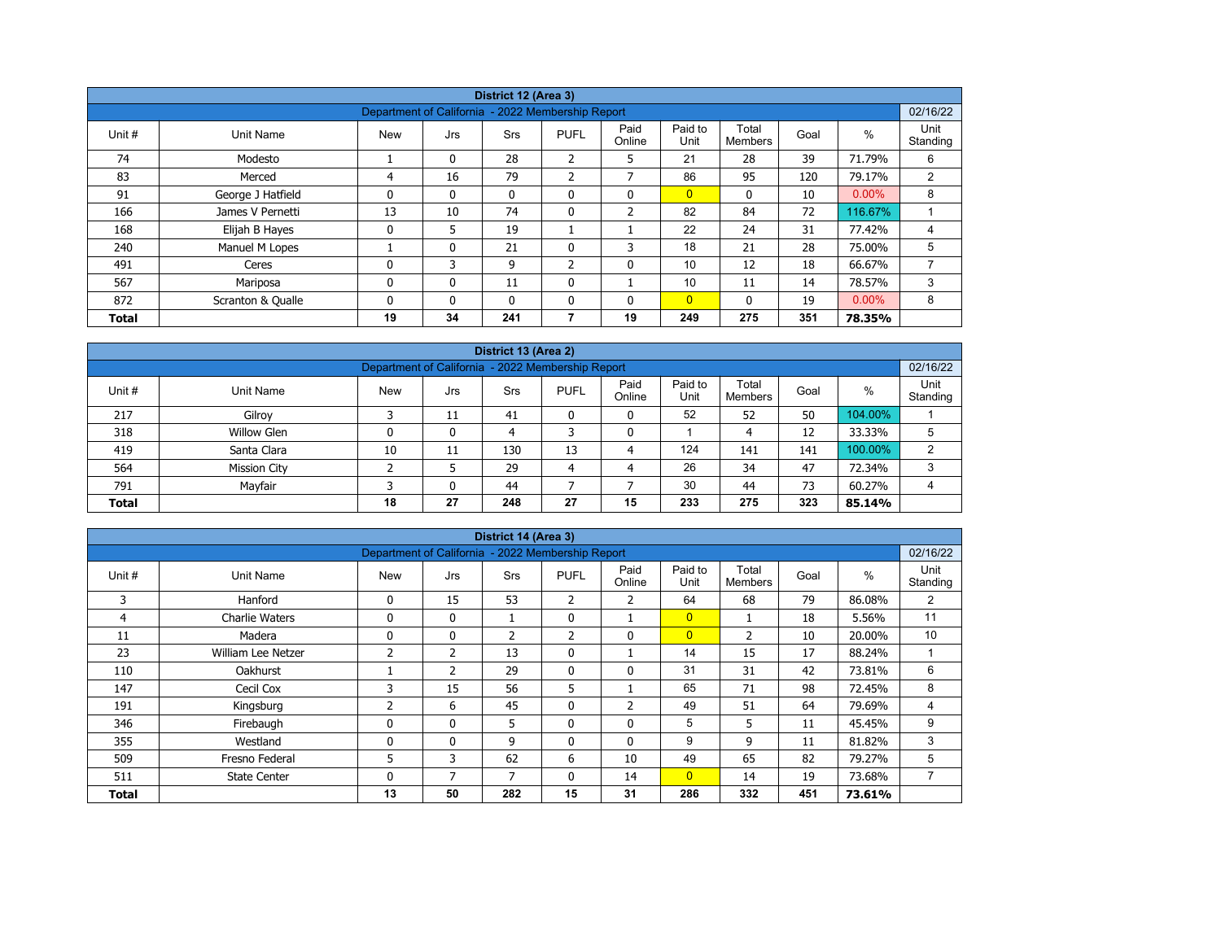## District 12 (Area 3)

| Department of California - 2022 Membership Report | | | | | | | | | | | 02/16/22 |
|---|---|---|---|---|---|---|---|---|---|---|---|
| Unit # | Unit Name | New | Jrs | Srs | PUFL | Paid Online | Paid to Unit | Total Members | Goal | % | Unit Standing |
| 74 | Modesto | 1 | 0 | 28 | 2 | 5 | 21 | 28 | 39 | 71.79% | 6 |
| 83 | Merced | 4 | 16 | 79 | 2 | 7 | 86 | 95 | 120 | 79.17% | 2 |
| 91 | George J Hatfield | 0 | 0 | 0 | 0 | 0 | 0 | 0 | 10 | 0.00% | 8 |
| 166 | James V Pernetti | 13 | 10 | 74 | 0 | 2 | 82 | 84 | 72 | 116.67% | 1 |
| 168 | Elijah B Hayes | 0 | 5 | 19 | 1 | 1 | 22 | 24 | 31 | 77.42% | 4 |
| 240 | Manuel M Lopes | 1 | 0 | 21 | 0 | 3 | 18 | 21 | 28 | 75.00% | 5 |
| 491 | Ceres | 0 | 3 | 9 | 2 | 0 | 10 | 12 | 18 | 66.67% | 7 |
| 567 | Mariposa | 0 | 0 | 11 | 0 | 1 | 10 | 11 | 14 | 78.57% | 3 |
| 872 | Scranton & Qualle | 0 | 0 | 0 | 0 | 0 | 0 | 0 | 19 | 0.00% | 8 |
| **Total** | | **19** | **34** | **241** | **7** | **19** | **249** | **275** | **351** | **78.35%** | |

## District 13 (Area 2)

| Department of California - 2022 Membership Report | | | | | | | | | | | 02/16/22 |
|---|---|---|---|---|---|---|---|---|---|---|---|
| Unit # | Unit Name | New | Jrs | Srs | PUFL | Paid Online | Paid to Unit | Total Members | Goal | % | Unit Standing |
| 217 | Gilroy | 3 | 11 | 41 | 0 | 0 | 52 | 52 | 50 | 104.00% | 1 |
| 318 | Willow Glen | 0 | 0 | 4 | 3 | 0 | 1 | 4 | 12 | 33.33% | 5 |
| 419 | Santa Clara | 10 | 11 | 130 | 13 | 4 | 124 | 141 | 141 | 100.00% | 2 |
| 564 | Mission City | 2 | 5 | 29 | 4 | 4 | 26 | 34 | 47 | 72.34% | 3 |
| 791 | Mayfair | 3 | 0 | 44 | 7 | 7 | 30 | 44 | 73 | 60.27% | 4 |
| **Total** | | **18** | **27** | **248** | **27** | **15** | **233** | **275** | **323** | **85.14%** | |

## District 14 (Area 3)

| Department of California - 2022 Membership Report | | | | | | | | | | | 02/16/22 |
|---|---|---|---|---|---|---|---|---|---|---|---|
| Unit # | Unit Name | New | Jrs | Srs | PUFL | Paid Online | Paid to Unit | Total Members | Goal | % | Unit Standing |
| 3 | Hanford | 0 | 15 | 53 | 2 | 2 | 64 | 68 | 79 | 86.08% | 2 |
| 4 | Charlie Waters | 0 | 0 | 1 | 0 | 1 | 0 | 1 | 18 | 5.56% | 11 |
| 11 | Madera | 0 | 0 | 2 | 2 | 0 | 0 | 2 | 10 | 20.00% | 10 |
| 23 | William Lee Netzer | 2 | 2 | 13 | 0 | 1 | 14 | 15 | 17 | 88.24% | 1 |
| 110 | Oakhurst | 1 | 2 | 29 | 0 | 0 | 31 | 31 | 42 | 73.81% | 6 |
| 147 | Cecil Cox | 3 | 15 | 56 | 5 | 1 | 65 | 71 | 98 | 72.45% | 8 |
| 191 | Kingsburg | 2 | 6 | 45 | 0 | 2 | 49 | 51 | 64 | 79.69% | 4 |
| 346 | Firebaugh | 0 | 0 | 5 | 0 | 0 | 5 | 5 | 11 | 45.45% | 9 |
| 355 | Westland | 0 | 0 | 9 | 0 | 0 | 9 | 9 | 11 | 81.82% | 3 |
| 509 | Fresno Federal | 5 | 3 | 62 | 6 | 10 | 49 | 65 | 82 | 79.27% | 5 |
| 511 | State Center | 0 | 7 | 7 | 0 | 14 | 0 | 14 | 19 | 73.68% | 7 |
| **Total** | | **13** | **50** | **282** | **15** | **31** | **286** | **332** | **451** | **73.61%** | |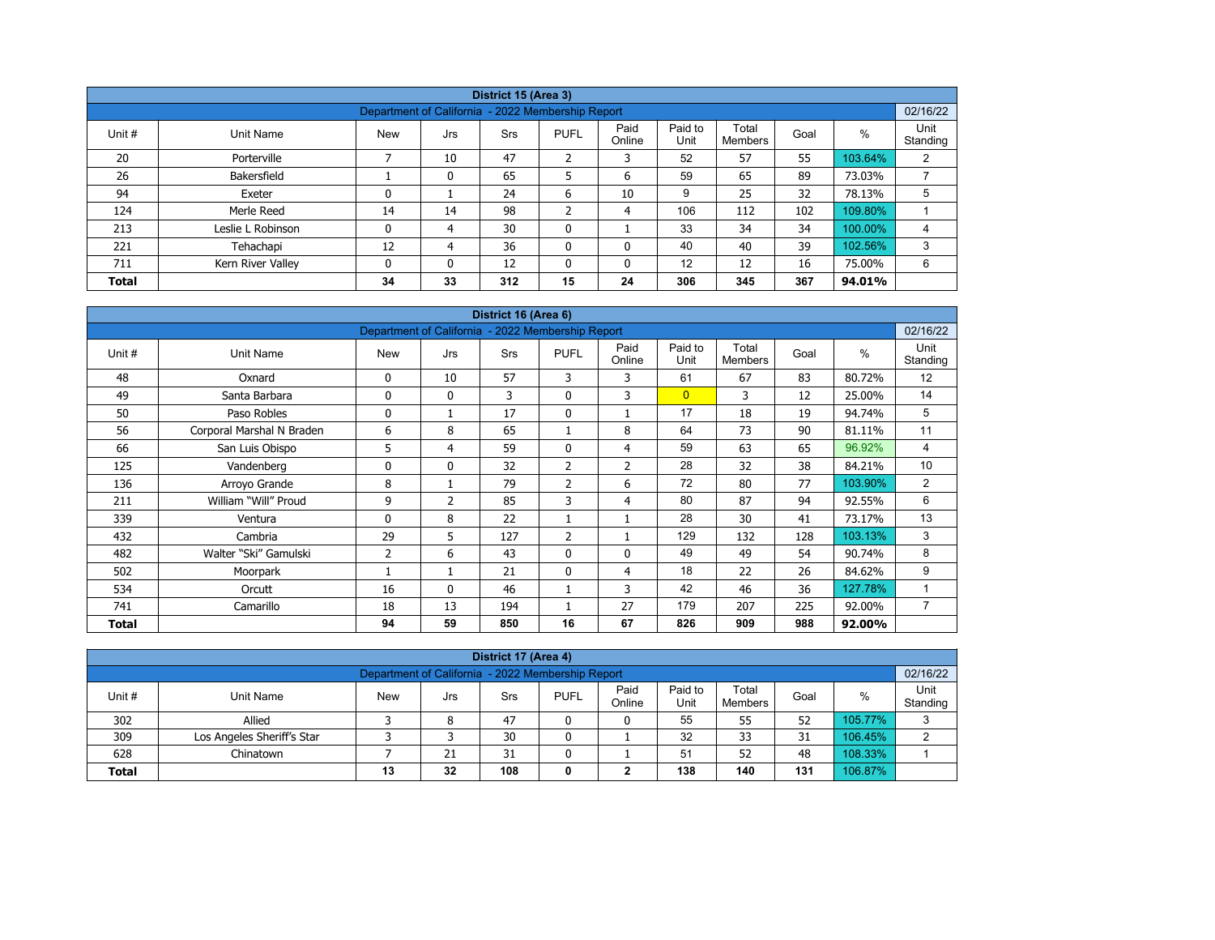| District 15 (Area 3) | | | | | | | | | | |
|---|---|---|---|---|---|---|---|---|---|---|
| Department of California - 2022 Membership Report | | | | | | | | | | 02/16/22 |
| Unit # | Unit Name | New | Jrs | Srs | PUFL | Paid Online | Paid to Unit | Total Members | Goal | % | Unit Standing |
| 20 | Porterville | 7 | 10 | 47 | 2 | 3 | 52 | 57 | 55 | 103.64% | 2 |
| 26 | Bakersfield | 1 | 0 | 65 | 5 | 6 | 59 | 65 | 89 | 73.03% | 7 |
| 94 | Exeter | 0 | 1 | 24 | 6 | 10 | 9 | 25 | 32 | 78.13% | 5 |
| 124 | Merle Reed | 14 | 14 | 98 | 2 | 4 | 106 | 112 | 102 | 109.80% | 1 |
| 213 | Leslie L Robinson | 0 | 4 | 30 | 0 | 1 | 33 | 34 | 34 | 100.00% | 4 |
| 221 | Tehachapi | 12 | 4 | 36 | 0 | 0 | 40 | 40 | 39 | 102.56% | 3 |
| 711 | Kern River Valley | 0 | 0 | 12 | 0 | 0 | 12 | 12 | 16 | 75.00% | 6 |
| **Total** | | **34** | **33** | **312** | **15** | **24** | **306** | **345** | **367** | **94.01%** | |

| District 16 (Area 6) | | | | | | | | | | |
|---|---|---|---|---|---|---|---|---|---|---|
| Department of California - 2022 Membership Report | | | | | | | | | | 02/16/22 |
| Unit # | Unit Name | New | Jrs | Srs | PUFL | Paid Online | Paid to Unit | Total Members | Goal | % | Unit Standing |
| 48 | Oxnard | 0 | 10 | 57 | 3 | 3 | 61 | 67 | 83 | 80.72% | 12 |
| 49 | Santa Barbara | 0 | 0 | 3 | 0 | 3 | 0 | 3 | 12 | 25.00% | 14 |
| 50 | Paso Robles | 0 | 1 | 17 | 0 | 1 | 17 | 18 | 19 | 94.74% | 5 |
| 56 | Corporal Marshal N Braden | 6 | 8 | 65 | 1 | 8 | 64 | 73 | 90 | 81.11% | 11 |
| 66 | San Luis Obispo | 5 | 4 | 59 | 0 | 4 | 59 | 63 | 65 | 96.92% | 4 |
| 125 | Vandenberg | 0 | 0 | 32 | 2 | 2 | 28 | 32 | 38 | 84.21% | 10 |
| 136 | Arroyo Grande | 8 | 1 | 79 | 2 | 6 | 72 | 80 | 77 | 103.90% | 2 |
| 211 | William “Will” Proud | 9 | 2 | 85 | 3 | 4 | 80 | 87 | 94 | 92.55% | 6 |
| 339 | Ventura | 0 | 8 | 22 | 1 | 1 | 28 | 30 | 41 | 73.17% | 13 |
| 432 | Cambria | 29 | 5 | 127 | 2 | 1 | 129 | 132 | 128 | 103.13% | 3 |
| 482 | Walter “Ski” Gamulski | 2 | 6 | 43 | 0 | 0 | 49 | 49 | 54 | 90.74% | 8 |
| 502 | Moorpark | 1 | 1 | 21 | 0 | 4 | 18 | 22 | 26 | 84.62% | 9 |
| 534 | Orcutt | 16 | 0 | 46 | 1 | 3 | 42 | 46 | 36 | 127.78% | 1 |
| 741 | Camarillo | 18 | 13 | 194 | 1 | 27 | 179 | 207 | 225 | 92.00% | 7 |
| **Total** | | **94** | **59** | **850** | **16** | **67** | **826** | **909** | **988** | **92.00%** | |

| District 17 (Area 4) | | | | | | | | | | |
|---|---|---|---|---|---|---|---|---|---|---|
| Department of California - 2022 Membership Report | | | | | | | | | | 02/16/22 |
| Unit # | Unit Name | New | Jrs | Srs | PUFL | Paid Online | Paid to Unit | Total Members | Goal | % | Unit Standing |
| 302 | Allied | 3 | 8 | 47 | 0 | 0 | 55 | 55 | 52 | 105.77% | 3 |
| 309 | Los Angeles Sheriff's Star | 3 | 3 | 30 | 0 | 1 | 32 | 33 | 31 | 106.45% | 2 |
| 628 | Chinatown | 7 | 21 | 31 | 0 | 1 | 51 | 52 | 48 | 108.33% | 1 |
| **Total** | | **13** | **32** | **108** | **0** | **2** | **138** | **140** | **131** | **106.87%** | |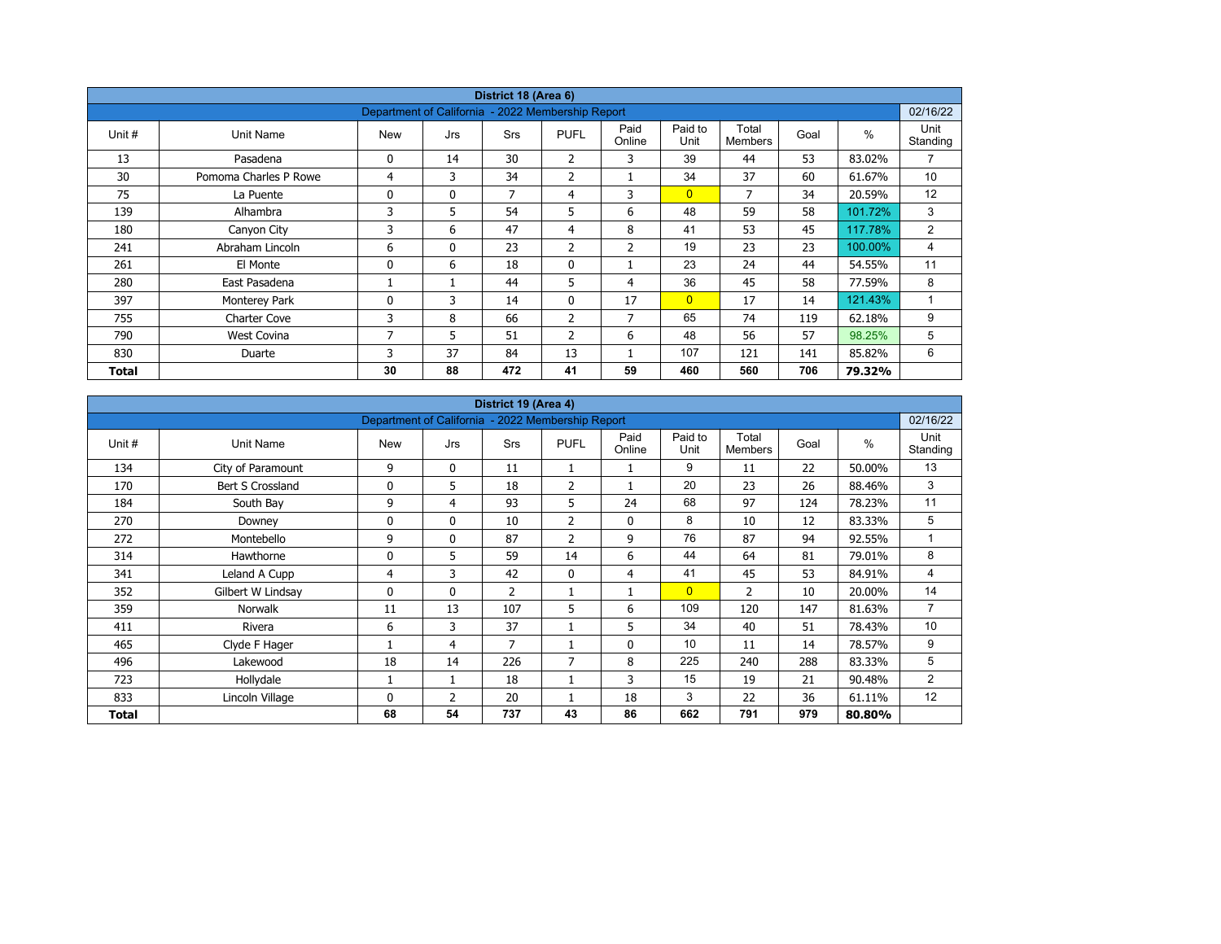## District 18 (Area 6)

Department of California - 2022 Membership Report — 02/16/22

| Unit # | Unit Name | New | Jrs | Srs | PUFL | Paid Online | Paid to Unit | Total Members | Goal | % | Unit Standing |
|---|---|---|---|---|---|---|---|---|---|---|---|
| 13 | Pasadena | 0 | 14 | 30 | 2 | 3 | 39 | 44 | 53 | 83.02% | 7 |
| 30 | Pomona Charles P Rowe | 4 | 3 | 34 | 2 | 1 | 34 | 37 | 60 | 61.67% | 10 |
| 75 | La Puente | 0 | 0 | 7 | 4 | 3 | 0 | 7 | 34 | 20.59% | 12 |
| 139 | Alhambra | 3 | 5 | 54 | 5 | 6 | 48 | 59 | 58 | 101.72% | 3 |
| 180 | Canyon City | 3 | 6 | 47 | 4 | 8 | 41 | 53 | 45 | 117.78% | 2 |
| 241 | Abraham Lincoln | 6 | 0 | 23 | 2 | 2 | 19 | 23 | 23 | 100.00% | 4 |
| 261 | El Monte | 0 | 6 | 18 | 0 | 1 | 23 | 24 | 44 | 54.55% | 11 |
| 280 | East Pasadena | 1 | 1 | 44 | 5 | 4 | 36 | 45 | 58 | 77.59% | 8 |
| 397 | Monterey Park | 0 | 3 | 14 | 0 | 17 | 0 | 17 | 14 | 121.43% | 1 |
| 755 | Charter Cove | 3 | 8 | 66 | 2 | 7 | 65 | 74 | 119 | 62.18% | 9 |
| 790 | West Covina | 7 | 5 | 51 | 2 | 6 | 48 | 56 | 57 | 98.25% | 5 |
| 830 | Duarte | 3 | 37 | 84 | 13 | 1 | 107 | 121 | 141 | 85.82% | 6 |
| **Total** | | **30** | **88** | **472** | **41** | **59** | **460** | **560** | **706** | **79.32%** | |

## District 19 (Area 4)

Department of California - 2022 Membership Report — 02/16/22

| Unit # | Unit Name | New | Jrs | Srs | PUFL | Paid Online | Paid to Unit | Total Members | Goal | % | Unit Standing |
|---|---|---|---|---|---|---|---|---|---|---|---|
| 134 | City of Paramount | 9 | 0 | 11 | 1 | 1 | 9 | 11 | 22 | 50.00% | 13 |
| 170 | Bert S Crossland | 0 | 5 | 18 | 2 | 1 | 20 | 23 | 26 | 88.46% | 3 |
| 184 | South Bay | 9 | 4 | 93 | 5 | 24 | 68 | 97 | 124 | 78.23% | 11 |
| 270 | Downey | 0 | 0 | 10 | 2 | 0 | 8 | 10 | 12 | 83.33% | 5 |
| 272 | Montebello | 9 | 0 | 87 | 2 | 9 | 76 | 87 | 94 | 92.55% | 1 |
| 314 | Hawthorne | 0 | 5 | 59 | 14 | 6 | 44 | 64 | 81 | 79.01% | 8 |
| 341 | Leland A Cupp | 4 | 3 | 42 | 0 | 4 | 41 | 45 | 53 | 84.91% | 4 |
| 352 | Gilbert W Lindsay | 0 | 0 | 2 | 1 | 1 | 0 | 2 | 10 | 20.00% | 14 |
| 359 | Norwalk | 11 | 13 | 107 | 5 | 6 | 109 | 120 | 147 | 81.63% | 7 |
| 411 | Rivera | 6 | 3 | 37 | 1 | 5 | 34 | 40 | 51 | 78.43% | 10 |
| 465 | Clyde F Hager | 1 | 4 | 7 | 1 | 0 | 10 | 11 | 14 | 78.57% | 9 |
| 496 | Lakewood | 18 | 14 | 226 | 7 | 8 | 225 | 240 | 288 | 83.33% | 5 |
| 723 | Hollydale | 1 | 1 | 18 | 1 | 3 | 15 | 19 | 21 | 90.48% | 2 |
| 833 | Lincoln Village | 0 | 2 | 20 | 1 | 18 | 3 | 22 | 36 | 61.11% | 12 |
| **Total** | | **68** | **54** | **737** | **43** | **86** | **662** | **791** | **979** | **80.80%** | |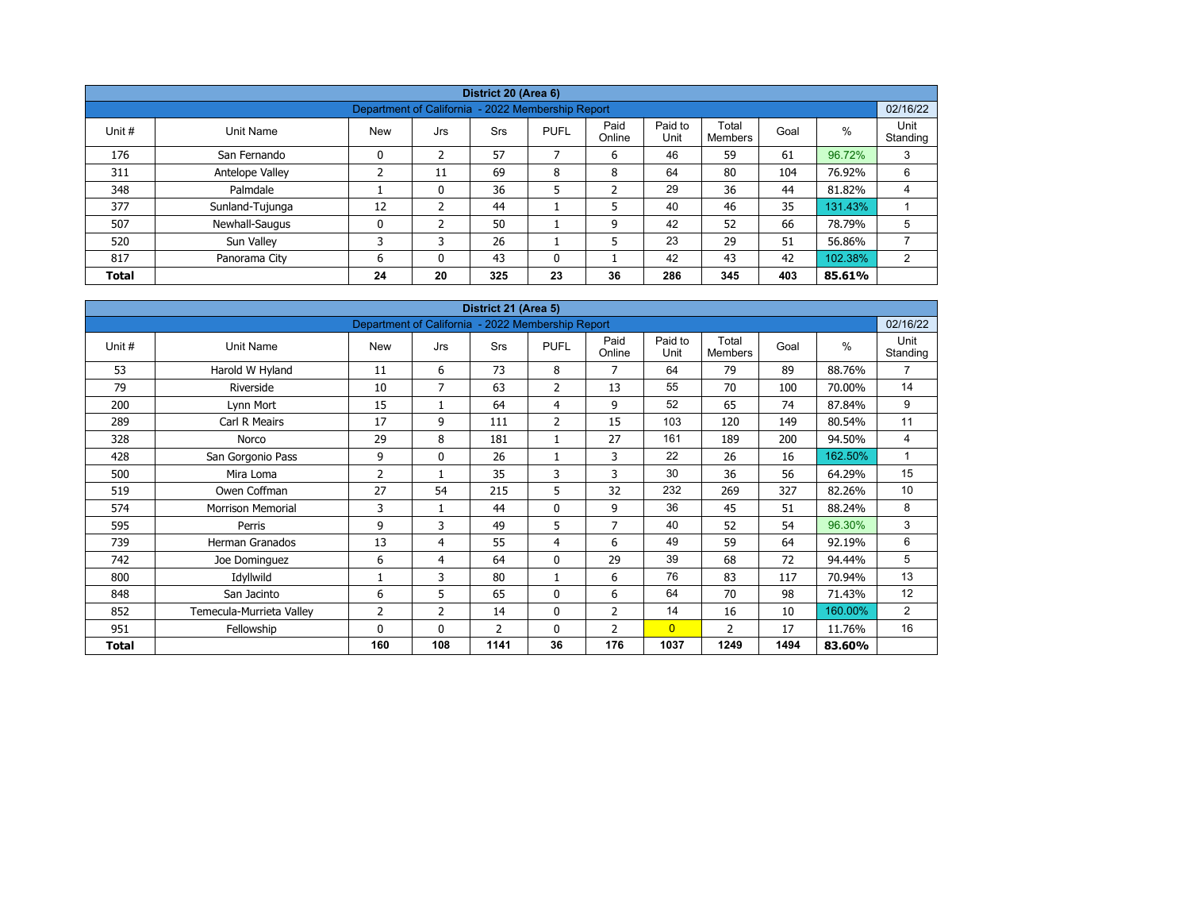| District 20 (Area 6) | | | | | | | | | | |
|---|---|---|---|---|---|---|---|---|---|---|
| Department of California - 2022 Membership Report | | | | | | | | | | 02/16/22 |
| Unit # | Unit Name | New | Jrs | Srs | PUFL | Paid Online | Paid to Unit | Total Members | Goal | % | Unit Standing |
| 176 | San Fernando | 0 | 2 | 57 | 7 | 6 | 46 | 59 | 61 | 96.72% | 3 |
| 311 | Antelope Valley | 2 | 11 | 69 | 8 | 8 | 64 | 80 | 104 | 76.92% | 6 |
| 348 | Palmdale | 1 | 0 | 36 | 5 | 2 | 29 | 36 | 44 | 81.82% | 4 |
| 377 | Sunland-Tujunga | 12 | 2 | 44 | 1 | 5 | 40 | 46 | 35 | 131.43% | 1 |
| 507 | Newhall-Saugus | 0 | 2 | 50 | 1 | 9 | 42 | 52 | 66 | 78.79% | 5 |
| 520 | Sun Valley | 3 | 3 | 26 | 1 | 5 | 23 | 29 | 51 | 56.86% | 7 |
| 817 | Panorama City | 6 | 0 | 43 | 0 | 1 | 42 | 43 | 42 | 102.38% | 2 |
| **Total** | | **24** | **20** | **325** | **23** | **36** | **286** | **345** | **403** | **85.61%** | |

| District 21 (Area 5) | | | | | | | | | | | |
|---|---|---|---|---|---|---|---|---|---|---|---|
| Department of California - 2022 Membership Report | | | | | | | | | | | 02/16/22 |
| Unit # | Unit Name | New | Jrs | Srs | PUFL | Paid Online | Paid to Unit | Total Members | Goal | % | Unit Standing |
| 53 | Harold W Hyland | 11 | 6 | 73 | 8 | 7 | 64 | 79 | 89 | 88.76% | 7 |
| 79 | Riverside | 10 | 7 | 63 | 2 | 13 | 55 | 70 | 100 | 70.00% | 14 |
| 200 | Lynn Mort | 15 | 1 | 64 | 4 | 9 | 52 | 65 | 74 | 87.84% | 9 |
| 289 | Carl R Meairs | 17 | 9 | 111 | 2 | 15 | 103 | 120 | 149 | 80.54% | 11 |
| 328 | Norco | 29 | 8 | 181 | 1 | 27 | 161 | 189 | 200 | 94.50% | 4 |
| 428 | San Gorgonio Pass | 9 | 0 | 26 | 1 | 3 | 22 | 26 | 16 | 162.50% | 1 |
| 500 | Mira Loma | 2 | 1 | 35 | 3 | 3 | 30 | 36 | 56 | 64.29% | 15 |
| 519 | Owen Coffman | 27 | 54 | 215 | 5 | 32 | 232 | 269 | 327 | 82.26% | 10 |
| 574 | Morrison Memorial | 3 | 1 | 44 | 0 | 9 | 36 | 45 | 51 | 88.24% | 8 |
| 595 | Perris | 9 | 3 | 49 | 5 | 7 | 40 | 52 | 54 | 96.30% | 3 |
| 739 | Herman Granados | 13 | 4 | 55 | 4 | 6 | 49 | 59 | 64 | 92.19% | 6 |
| 742 | Joe Dominguez | 6 | 4 | 64 | 0 | 29 | 39 | 68 | 72 | 94.44% | 5 |
| 800 | Idyllwild | 1 | 3 | 80 | 1 | 6 | 76 | 83 | 117 | 70.94% | 13 |
| 848 | San Jacinto | 6 | 5 | 65 | 0 | 6 | 64 | 70 | 98 | 71.43% | 12 |
| 852 | Temecula-Murrieta Valley | 2 | 2 | 14 | 0 | 2 | 14 | 16 | 10 | 160.00% | 2 |
| 951 | Fellowship | 0 | 0 | 2 | 0 | 2 | 0 | 2 | 17 | 11.76% | 16 |
| **Total** | | **160** | **108** | **1141** | **36** | **176** | **1037** | **1249** | **1494** | **83.60%** | |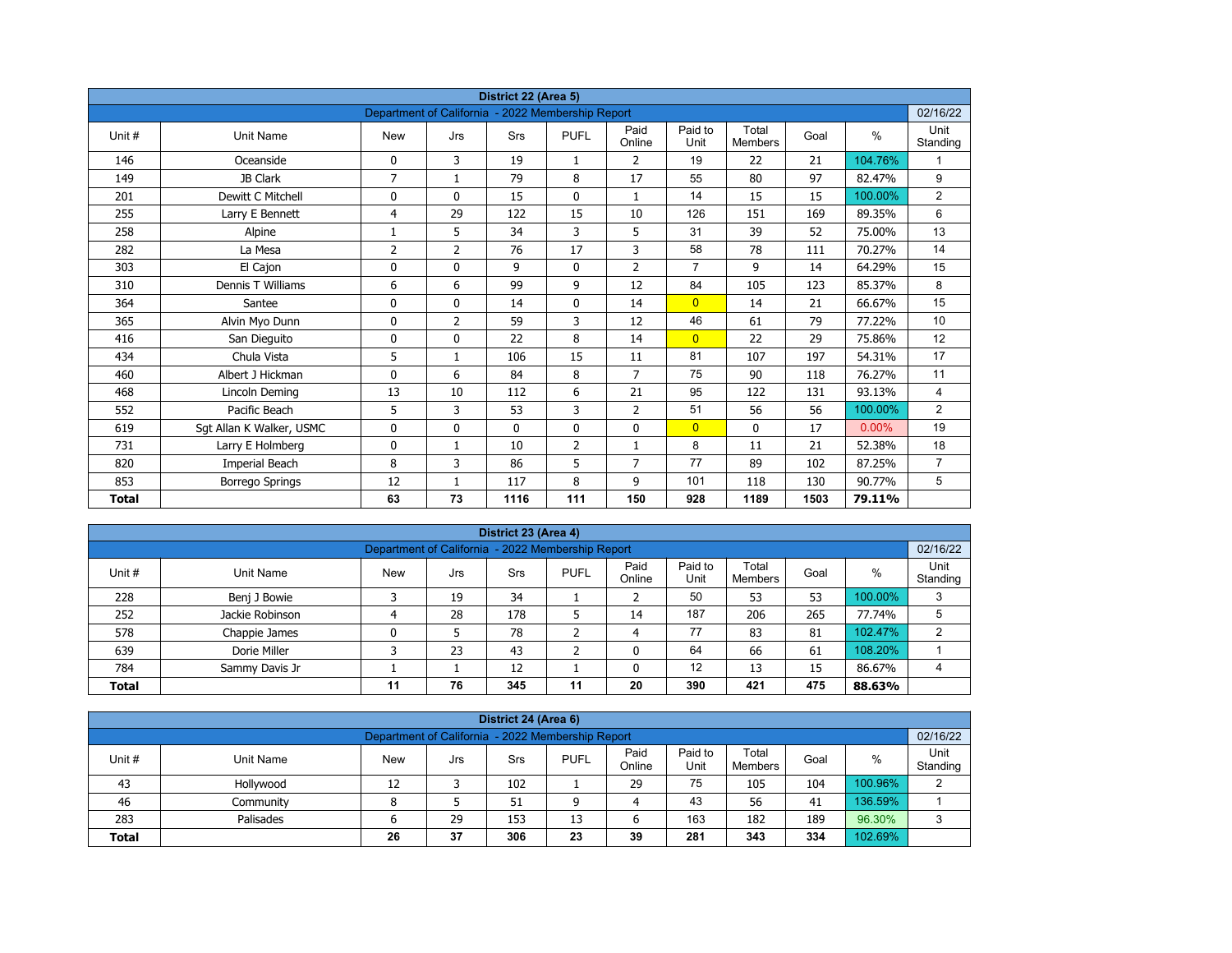| District 22 (Area 5) | | | | | | | | | | |
|---|---|---|---|---|---|---|---|---|---|---|
| Department of California - 2022 Membership Report | | | | | | | | | | 02/16/22 |
| Unit # | Unit Name | New | Jrs | Srs | PUFL | Paid Online | Paid to Unit | Total Members | Goal | % | Unit Standing |
| 146 | Oceanside | 0 | 3 | 19 | 1 | 2 | 19 | 22 | 21 | 104.76% | 1 |
| 149 | JB Clark | 7 | 1 | 79 | 8 | 17 | 55 | 80 | 97 | 82.47% | 9 |
| 201 | Dewitt C Mitchell | 0 | 0 | 15 | 0 | 1 | 14 | 15 | 15 | 100.00% | 2 |
| 255 | Larry E Bennett | 4 | 29 | 122 | 15 | 10 | 126 | 151 | 169 | 89.35% | 6 |
| 258 | Alpine | 1 | 5 | 34 | 3 | 5 | 31 | 39 | 52 | 75.00% | 13 |
| 282 | La Mesa | 2 | 2 | 76 | 17 | 3 | 58 | 78 | 111 | 70.27% | 14 |
| 303 | El Cajon | 0 | 0 | 9 | 0 | 2 | 7 | 9 | 14 | 64.29% | 15 |
| 310 | Dennis T Williams | 6 | 6 | 99 | 9 | 12 | 84 | 105 | 123 | 85.37% | 8 |
| 364 | Santee | 0 | 0 | 14 | 0 | 14 | 0 | 14 | 21 | 66.67% | 15 |
| 365 | Alvin Myo Dunn | 0 | 2 | 59 | 3 | 12 | 46 | 61 | 79 | 77.22% | 10 |
| 416 | San Dieguito | 0 | 0 | 22 | 8 | 14 | 0 | 22 | 29 | 75.86% | 12 |
| 434 | Chula Vista | 5 | 1 | 106 | 15 | 11 | 81 | 107 | 197 | 54.31% | 17 |
| 460 | Albert J Hickman | 0 | 6 | 84 | 8 | 7 | 75 | 90 | 118 | 76.27% | 11 |
| 468 | Lincoln Deming | 13 | 10 | 112 | 6 | 21 | 95 | 122 | 131 | 93.13% | 4 |
| 552 | Pacific Beach | 5 | 3 | 53 | 3 | 2 | 51 | 56 | 56 | 100.00% | 2 |
| 619 | Sgt Allan K Walker, USMC | 0 | 0 | 0 | 0 | 0 | 0 | 0 | 17 | 0.00% | 19 |
| 731 | Larry E Holmberg | 0 | 1 | 10 | 2 | 1 | 8 | 11 | 21 | 52.38% | 18 |
| 820 | Imperial Beach | 8 | 3 | 86 | 5 | 7 | 77 | 89 | 102 | 87.25% | 7 |
| 853 | Borrego Springs | 12 | 1 | 117 | 8 | 9 | 101 | 118 | 130 | 90.77% | 5 |
| **Total** | | **63** | **73** | **1116** | **111** | **150** | **928** | **1189** | **1503** | **79.11%** | |

| District 23 (Area 4) | | | | | | | | | | |
|---|---|---|---|---|---|---|---|---|---|---|
| Department of California - 2022 Membership Report | | | | | | | | | | 02/16/22 |
| Unit # | Unit Name | New | Jrs | Srs | PUFL | Paid Online | Paid to Unit | Total Members | Goal | % | Unit Standing |
| 228 | Benj J Bowie | 3 | 19 | 34 | 1 | 2 | 50 | 53 | 53 | 100.00% | 3 |
| 252 | Jackie Robinson | 4 | 28 | 178 | 5 | 14 | 187 | 206 | 265 | 77.74% | 5 |
| 578 | Chappie James | 0 | 5 | 78 | 2 | 4 | 77 | 83 | 81 | 102.47% | 2 |
| 639 | Dorie Miller | 3 | 23 | 43 | 2 | 0 | 64 | 66 | 61 | 108.20% | 1 |
| 784 | Sammy Davis Jr | 1 | 1 | 12 | 1 | 0 | 12 | 13 | 15 | 86.67% | 4 |
| **Total** | | **11** | **76** | **345** | **11** | **20** | **390** | **421** | **475** | **88.63%** | |

| District 24 (Area 6) | | | | | | | | | | |
|---|---|---|---|---|---|---|---|---|---|---|
| Department of California - 2022 Membership Report | | | | | | | | | | 02/16/22 |
| Unit # | Unit Name | New | Jrs | Srs | PUFL | Paid Online | Paid to Unit | Total Members | Goal | % | Unit Standing |
| 43 | Hollywood | 12 | 3 | 102 | 1 | 29 | 75 | 105 | 104 | 100.96% | 2 |
| 46 | Community | 8 | 5 | 51 | 9 | 4 | 43 | 56 | 41 | 136.59% | 1 |
| 283 | Palisades | 6 | 29 | 153 | 13 | 6 | 163 | 182 | 189 | 96.30% | 3 |
| **Total** | | **26** | **37** | **306** | **23** | **39** | **281** | **343** | **334** | **102.69%** | |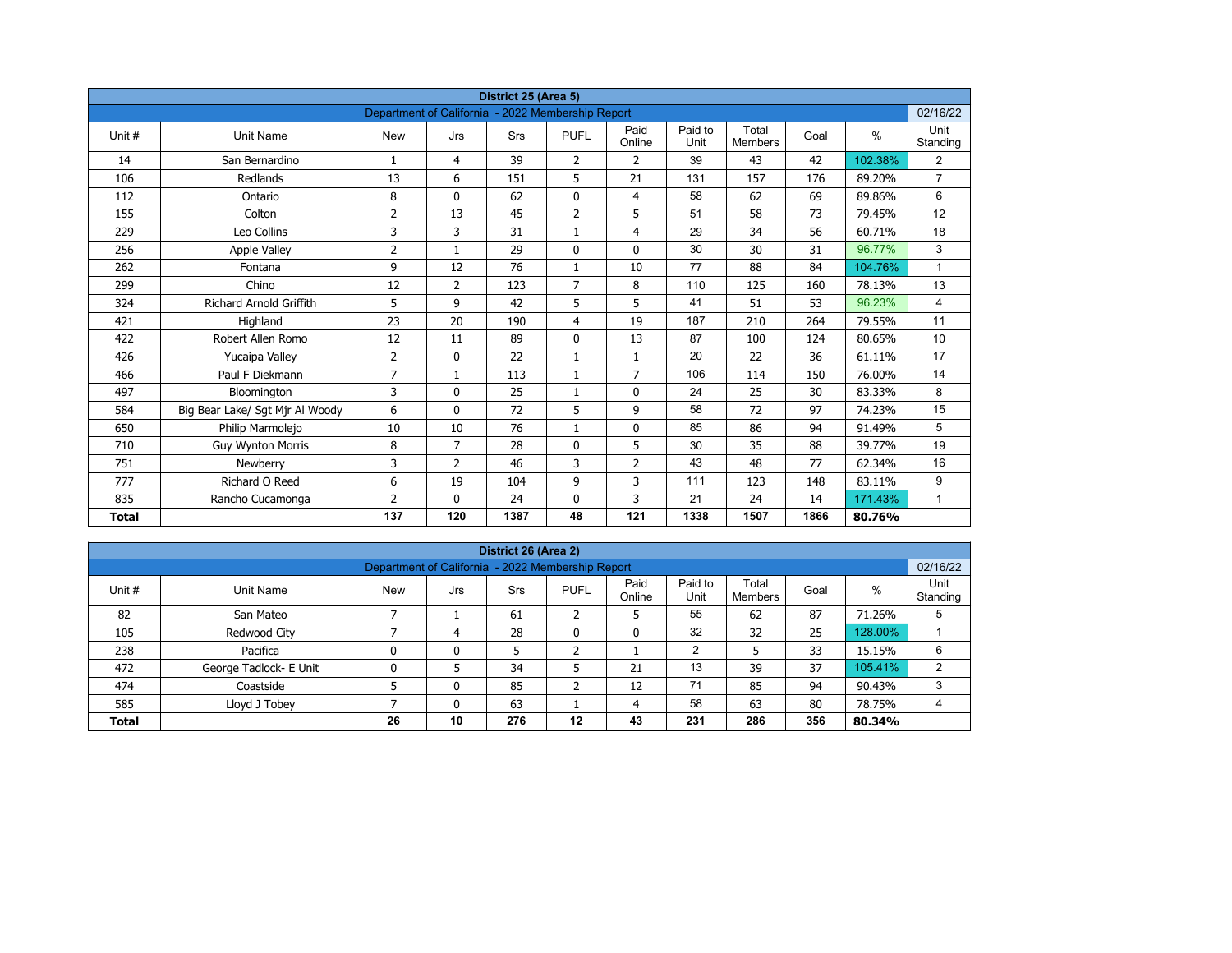## District 25 (Area 5)

| Department of California - 2022 Membership Report | | | | | | | | | | | 02/16/22 |
|---|---|---|---|---|---|---|---|---|---|---|---|
| Unit # | Unit Name | New | Jrs | Srs | PUFL | Paid Online | Paid to Unit | Total Members | Goal | % | Unit Standing |
| 14 | San Bernardino | 1 | 4 | 39 | 2 | 2 | 39 | 43 | 42 | 102.38% | 2 |
| 106 | Redlands | 13 | 6 | 151 | 5 | 21 | 131 | 157 | 176 | 89.20% | 7 |
| 112 | Ontario | 8 | 0 | 62 | 0 | 4 | 58 | 62 | 69 | 89.86% | 6 |
| 155 | Colton | 2 | 13 | 45 | 2 | 5 | 51 | 58 | 73 | 79.45% | 12 |
| 229 | Leo Collins | 3 | 3 | 31 | 1 | 4 | 29 | 34 | 56 | 60.71% | 18 |
| 256 | Apple Valley | 2 | 1 | 29 | 0 | 0 | 30 | 30 | 31 | 96.77% | 3 |
| 262 | Fontana | 9 | 12 | 76 | 1 | 10 | 77 | 88 | 84 | 104.76% | 1 |
| 299 | Chino | 12 | 2 | 123 | 7 | 8 | 110 | 125 | 160 | 78.13% | 13 |
| 324 | Richard Arnold Griffith | 5 | 9 | 42 | 5 | 5 | 41 | 51 | 53 | 96.23% | 4 |
| 421 | Highland | 23 | 20 | 190 | 4 | 19 | 187 | 210 | 264 | 79.55% | 11 |
| 422 | Robert Allen Romo | 12 | 11 | 89 | 0 | 13 | 87 | 100 | 124 | 80.65% | 10 |
| 426 | Yucaipa Valley | 2 | 0 | 22 | 1 | 1 | 20 | 22 | 36 | 61.11% | 17 |
| 466 | Paul F Diekmann | 7 | 1 | 113 | 1 | 7 | 106 | 114 | 150 | 76.00% | 14 |
| 497 | Bloomington | 3 | 0 | 25 | 1 | 0 | 24 | 25 | 30 | 83.33% | 8 |
| 584 | Big Bear Lake/ Sgt Mjr Al Woody | 6 | 0 | 72 | 5 | 9 | 58 | 72 | 97 | 74.23% | 15 |
| 650 | Philip Marmolejo | 10 | 10 | 76 | 1 | 0 | 85 | 86 | 94 | 91.49% | 5 |
| 710 | Guy Wynton Morris | 8 | 7 | 28 | 0 | 5 | 30 | 35 | 88 | 39.77% | 19 |
| 751 | Newberry | 3 | 2 | 46 | 3 | 2 | 43 | 48 | 77 | 62.34% | 16 |
| 777 | Richard O Reed | 6 | 19 | 104 | 9 | 3 | 111 | 123 | 148 | 83.11% | 9 |
| 835 | Rancho Cucamonga | 2 | 0 | 24 | 0 | 3 | 21 | 24 | 14 | 171.43% | 1 |
| **Total** | | **137** | **120** | **1387** | **48** | **121** | **1338** | **1507** | **1866** | **80.76%** | |

## District 26 (Area 2)

| Department of California - 2022 Membership Report | | | | | | | | | | | 02/16/22 |
|---|---|---|---|---|---|---|---|---|---|---|---|
| Unit # | Unit Name | New | Jrs | Srs | PUFL | Paid Online | Paid to Unit | Total Members | Goal | % | Unit Standing |
| 82 | San Mateo | 7 | 1 | 61 | 2 | 5 | 55 | 62 | 87 | 71.26% | 5 |
| 105 | Redwood City | 7 | 4 | 28 | 0 | 0 | 32 | 32 | 25 | 128.00% | 1 |
| 238 | Pacifica | 0 | 0 | 5 | 2 | 1 | 2 | 5 | 33 | 15.15% | 6 |
| 472 | George Tadlock- E Unit | 0 | 5 | 34 | 5 | 21 | 13 | 39 | 37 | 105.41% | 2 |
| 474 | Coastside | 5 | 0 | 85 | 2 | 12 | 71 | 85 | 94 | 90.43% | 3 |
| 585 | Lloyd J Tobey | 7 | 0 | 63 | 1 | 4 | 58 | 63 | 80 | 78.75% | 4 |
| **Total** | | **26** | **10** | **276** | **12** | **43** | **231** | **286** | **356** | **80.34%** | |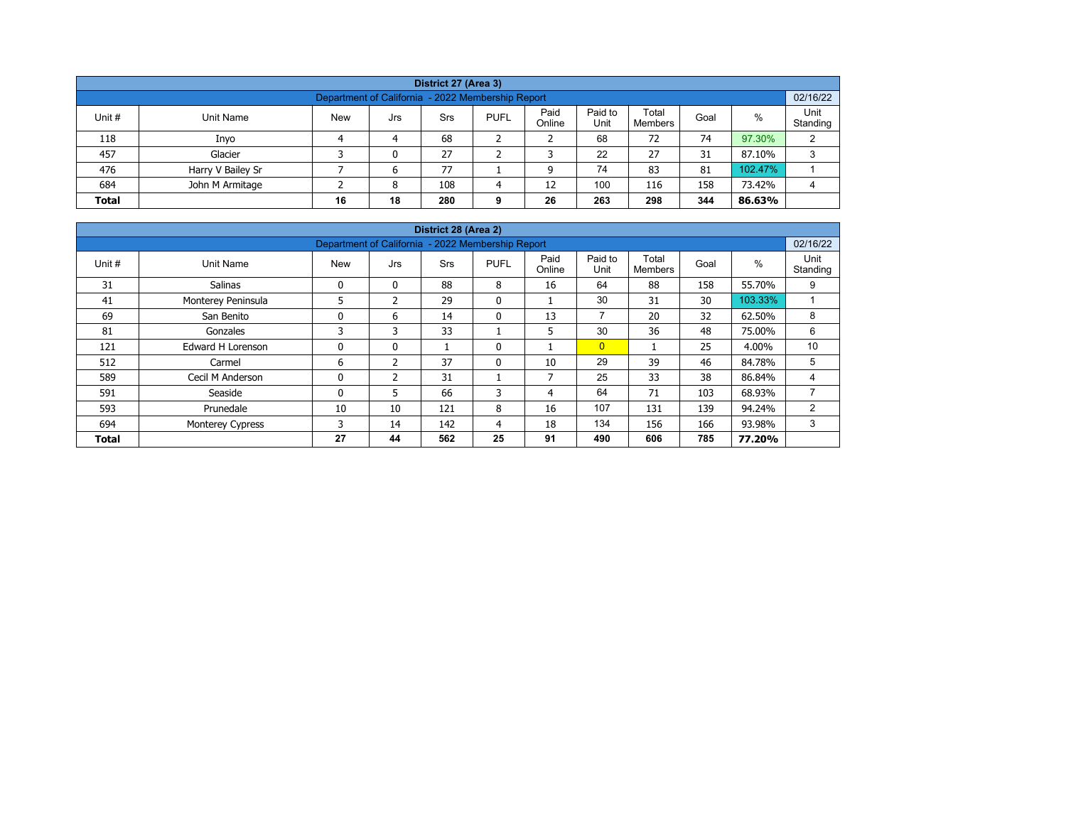| District 27 (Area 3) | | | | | | | | | | | |
|---|---|---|---|---|---|---|---|---|---|---|---|
| Department of California - 2022 Membership Report | | | | | | | | | | | 02/16/22 |
| Unit # | Unit Name | New | Jrs | Srs | PUFL | Paid Online | Paid to Unit | Total Members | Goal | % | Unit Standing |
| 118 | Inyo | 4 | 4 | 68 | 2 | 2 | 68 | 72 | 74 | 97.30% | 2 |
| 457 | Glacier | 3 | 0 | 27 | 2 | 3 | 22 | 27 | 31 | 87.10% | 3 |
| 476 | Harry V Bailey Sr | 7 | 6 | 77 | 1 | 9 | 74 | 83 | 81 | 102.47% | 1 |
| 684 | John M Armitage | 2 | 8 | 108 | 4 | 12 | 100 | 116 | 158 | 73.42% | 4 |
| **Total** | | **16** | **18** | **280** | **9** | **26** | **263** | **298** | **344** | **86.63%** | |

| District 28 (Area 2) | | | | | | | | | | | |
|---|---|---|---|---|---|---|---|---|---|---|---|
| Department of California - 2022 Membership Report | | | | | | | | | | | 02/16/22 |
| Unit # | Unit Name | New | Jrs | Srs | PUFL | Paid Online | Paid to Unit | Total Members | Goal | % | Unit Standing |
| 31 | Salinas | 0 | 0 | 88 | 8 | 16 | 64 | 88 | 158 | 55.70% | 9 |
| 41 | Monterey Peninsula | 5 | 2 | 29 | 0 | 1 | 30 | 31 | 30 | 103.33% | 1 |
| 69 | San Benito | 0 | 6 | 14 | 0 | 13 | 7 | 20 | 32 | 62.50% | 8 |
| 81 | Gonzales | 3 | 3 | 33 | 1 | 5 | 30 | 36 | 48 | 75.00% | 6 |
| 121 | Edward H Lorenson | 0 | 0 | 1 | 0 | 1 | 0 | 1 | 25 | 4.00% | 10 |
| 512 | Carmel | 6 | 2 | 37 | 0 | 10 | 29 | 39 | 46 | 84.78% | 5 |
| 589 | Cecil M Anderson | 0 | 2 | 31 | 1 | 7 | 25 | 33 | 38 | 86.84% | 4 |
| 591 | Seaside | 0 | 5 | 66 | 3 | 4 | 64 | 71 | 103 | 68.93% | 7 |
| 593 | Prunedale | 10 | 10 | 121 | 8 | 16 | 107 | 131 | 139 | 94.24% | 2 |
| 694 | Monterey Cypress | 3 | 14 | 142 | 4 | 18 | 134 | 156 | 166 | 93.98% | 3 |
| **Total** | | **27** | **44** | **562** | **25** | **91** | **490** | **606** | **785** | **77.20%** | |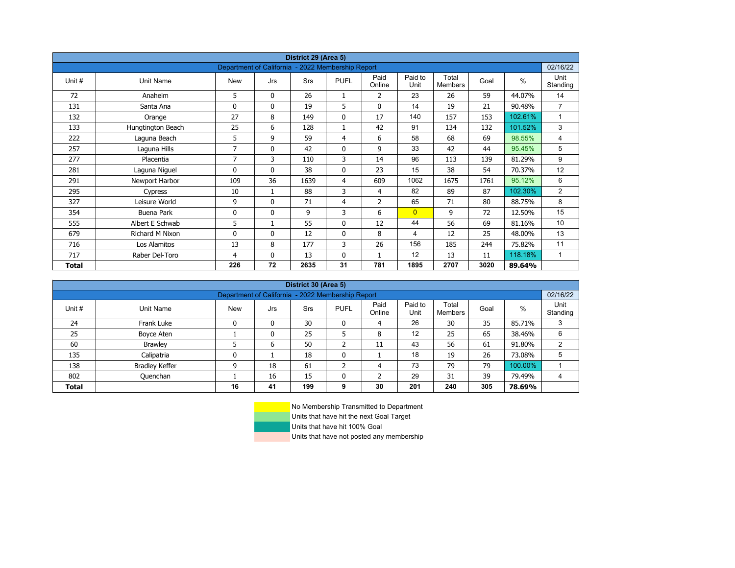## District 29 (Area 5)

Department of California - 2022 Membership Report — 02/16/22

| Unit # | Unit Name | New | Jrs | Srs | PUFL | Paid Online | Paid to Unit | Total Members | Goal | % | Unit Standing |
|---|---|---|---|---|---|---|---|---|---|---|---|
| 72 | Anaheim | 5 | 0 | 26 | 1 | 2 | 23 | 26 | 59 | 44.07% | 14 |
| 131 | Santa Ana | 0 | 0 | 19 | 5 | 0 | 14 | 19 | 21 | 90.48% | 7 |
| 132 | Orange | 27 | 8 | 149 | 0 | 17 | 140 | 157 | 153 | 102.61% | 1 |
| 133 | Hungtington Beach | 25 | 6 | 128 | 1 | 42 | 91 | 134 | 132 | 101.52% | 3 |
| 222 | Laguna Beach | 5 | 9 | 59 | 4 | 6 | 58 | 68 | 69 | 98.55% | 4 |
| 257 | Laguna Hills | 7 | 0 | 42 | 0 | 9 | 33 | 42 | 44 | 95.45% | 5 |
| 277 | Placentia | 7 | 3 | 110 | 3 | 14 | 96 | 113 | 139 | 81.29% | 9 |
| 281 | Laguna Niguel | 0 | 0 | 38 | 0 | 23 | 15 | 38 | 54 | 70.37% | 12 |
| 291 | Newport Harbor | 109 | 36 | 1639 | 4 | 609 | 1062 | 1675 | 1761 | 95.12% | 6 |
| 295 | Cypress | 10 | 1 | 88 | 3 | 4 | 82 | 89 | 87 | 102.30% | 2 |
| 327 | Leisure World | 9 | 0 | 71 | 4 | 2 | 65 | 71 | 80 | 88.75% | 8 |
| 354 | Buena Park | 0 | 0 | 9 | 3 | 6 | 0 | 9 | 72 | 12.50% | 15 |
| 555 | Albert E Schwab | 5 | 1 | 55 | 0 | 12 | 44 | 56 | 69 | 81.16% | 10 |
| 679 | Richard M Nixon | 0 | 0 | 12 | 0 | 8 | 4 | 12 | 25 | 48.00% | 13 |
| 716 | Los Alamitos | 13 | 8 | 177 | 3 | 26 | 156 | 185 | 244 | 75.82% | 11 |
| 717 | Raber Del-Toro | 4 | 0 | 13 | 0 | 1 | 12 | 13 | 11 | 118.18% | 1 |
| **Total** | | **226** | **72** | **2635** | **31** | **781** | **1895** | **2707** | **3020** | **89.64%** | |

## District 30 (Area 5)

Department of California - 2022 Membership Report — 02/16/22

| Unit # | Unit Name | New | Jrs | Srs | PUFL | Paid Online | Paid to Unit | Total Members | Goal | % | Unit Standing |
|---|---|---|---|---|---|---|---|---|---|---|---|
| 24 | Frank Luke | 0 | 0 | 30 | 0 | 4 | 26 | 30 | 35 | 85.71% | 3 |
| 25 | Boyce Aten | 1 | 0 | 25 | 5 | 8 | 12 | 25 | 65 | 38.46% | 6 |
| 60 | Brawley | 5 | 6 | 50 | 2 | 11 | 43 | 56 | 61 | 91.80% | 2 |
| 135 | Calipatria | 0 | 1 | 18 | 0 | 1 | 18 | 19 | 26 | 73.08% | 5 |
| 138 | Bradley Keffer | 9 | 18 | 61 | 2 | 4 | 73 | 79 | 79 | 100.00% | 1 |
| 802 | Quenchan | 1 | 16 | 15 | 0 | 2 | 29 | 31 | 39 | 79.49% | 4 |
| **Total** | | **16** | **41** | **199** | **9** | **30** | **201** | **240** | **305** | **78.69%** | |

- No Membership Transmitted to Department
- Units that have hit the next Goal Target
- Units that have hit 100% Goal
- Units that have not posted any membership